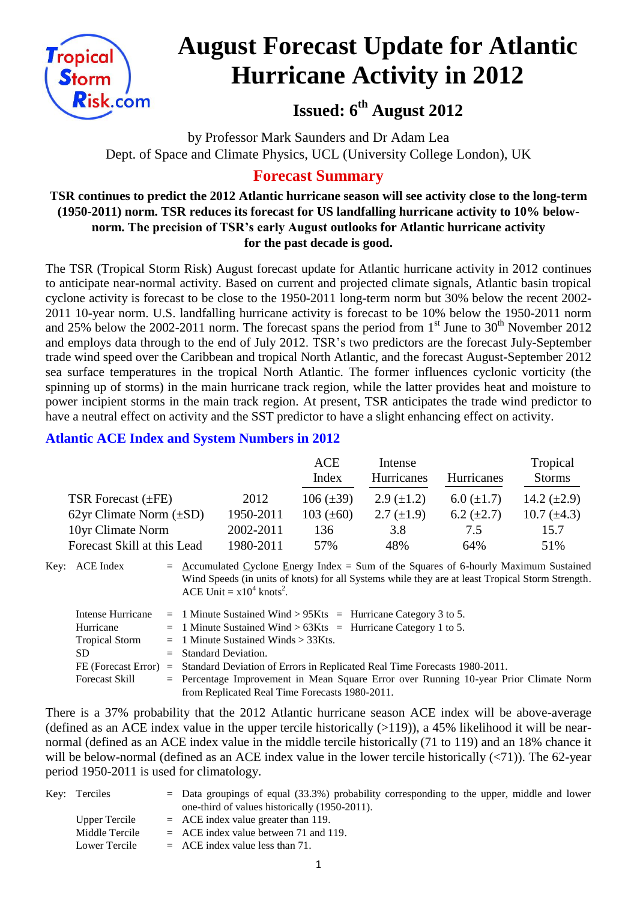# August Forecast Update for Atlantic Hurricane Activity in 2012

## Issued: 6th August 2012

by Professor Mark Saunders and Dr Adam Lea
Dept. of Space and Climate Physics, UCL (University College London), UK

## Forecast Summary

**TSR continues to predict the 2012 Atlantic hurricane season will see activity close to the long-term (1950-2011) norm. TSR reduces its forecast for US landfalling hurricane activity to 10% below-norm. The precision of TSR's early August outlooks for Atlantic hurricane activity for the past decade is good.**

The TSR (Tropical Storm Risk) August forecast update for Atlantic hurricane activity in 2012 continues to anticipate near-normal activity. Based on current and projected climate signals, Atlantic basin tropical cyclone activity is forecast to be close to the 1950-2011 long-term norm but 30% below the recent 2002-2011 10-year norm. U.S. landfalling hurricane activity is forecast to be 10% below the 1950-2011 norm and 25% below the 2002-2011 norm. The forecast spans the period from 1st June to 30th November 2012 and employs data through to the end of July 2012. TSR's two predictors are the forecast July-September trade wind speed over the Caribbean and tropical North Atlantic, and the forecast August-September 2012 sea surface temperatures in the tropical North Atlantic. The former influences cyclonic vorticity (the spinning up of storms) in the main hurricane track region, while the latter provides heat and moisture to power incipient storms in the main track region. At present, TSR anticipates the trade wind predictor to have a neutral effect on activity and the SST predictor to have a slight enhancing effect on activity.

### Atlantic ACE Index and System Numbers in 2012

| | | ACE Index | Intense Hurricanes | Hurricanes | Tropical Storms |
|---|---|---|---|---|---|
| TSR Forecast (±FE) | 2012 | 106 (±39) | 2.9 (±1.2) | 6.0 (±1.7) | 14.2 (±2.9) |
| 62yr Climate Norm (±SD) | 1950-2011 | 103 (±60) | 2.7 (±1.9) | 6.2 (±2.7) | 10.7 (±4.3) |
| 10yr Climate Norm | 2002-2011 | 136 | 3.8 | 7.5 | 15.7 |
| Forecast Skill at this Lead | 1980-2011 | 57% | 48% | 64% | 51% |

Key:
- ACE Index = Accumulated Cyclone Energy Index = Sum of the Squares of 6-hourly Maximum Sustained Wind Speeds (in units of knots) for all Systems while they are at least Tropical Storm Strength. ACE Unit = $x10^4$ knots$^2$.
- Intense Hurricane = 1 Minute Sustained Wind > 95Kts = Hurricane Category 3 to 5.
- Hurricane = 1 Minute Sustained Wind > 63Kts = Hurricane Category 1 to 5.
- Tropical Storm = 1 Minute Sustained Winds > 33Kts.
- SD = Standard Deviation.
- FE (Forecast Error) = Standard Deviation of Errors in Replicated Real Time Forecasts 1980-2011.
- Forecast Skill = Percentage Improvement in Mean Square Error over Running 10-year Prior Climate Norm from Replicated Real Time Forecasts 1980-2011.

There is a 37% probability that the 2012 Atlantic hurricane season ACE index will be above-average (defined as an ACE index value in the upper tercile historically (>119)), a 45% likelihood it will be near-normal (defined as an ACE index value in the middle tercile historically (71 to 119) and an 18% chance it will be below-normal (defined as an ACE index value in the lower tercile historically (<71)). The 62-year period 1950-2011 is used for climatology.

Key:
- Terciles = Data groupings of equal (33.3%) probability corresponding to the upper, middle and lower one-third of values historically (1950-2011).
- Upper Tercile = ACE index value greater than 119.
- Middle Tercile = ACE index value between 71 and 119.
- Lower Tercile = ACE index value less than 71.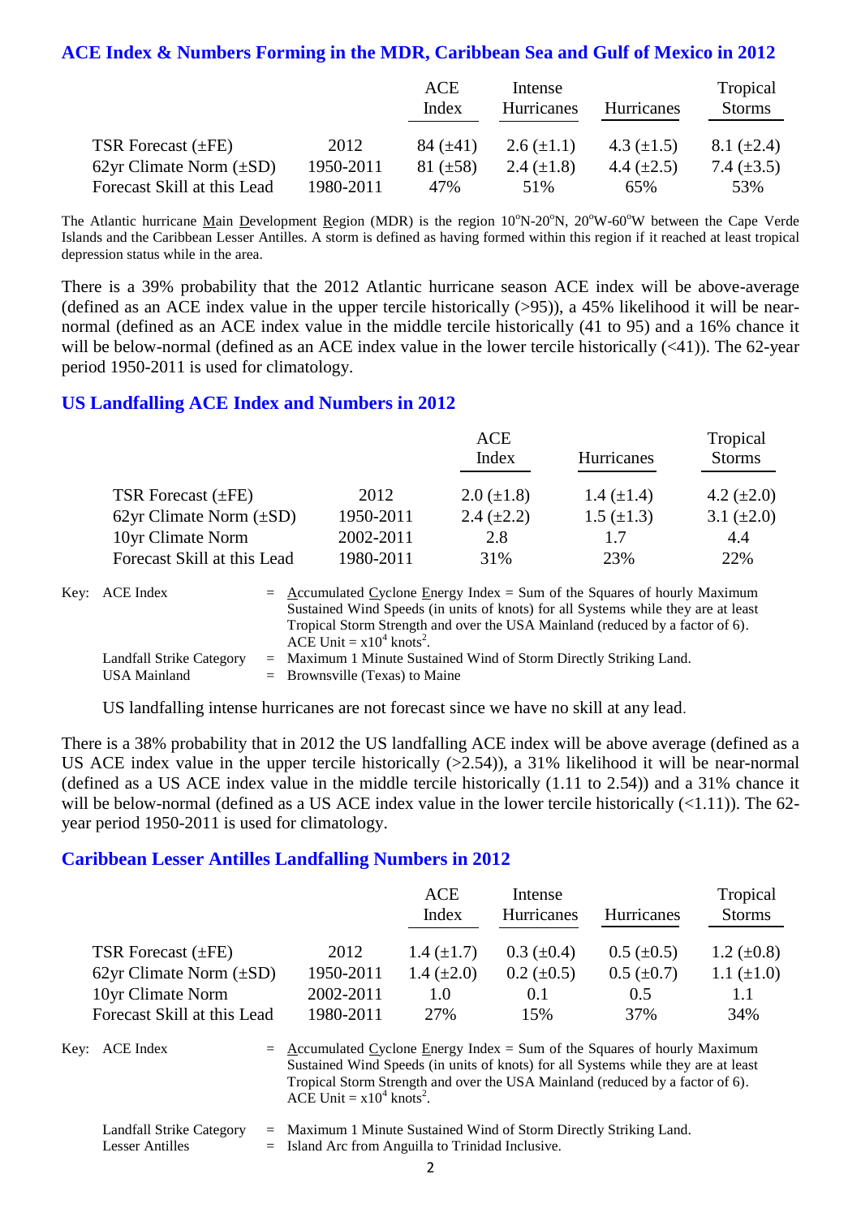## ACE Index & Numbers Forming in the MDR, Caribbean Sea and Gulf of Mexico in 2012

| | | ACE Index | Intense Hurricanes | Hurricanes | Tropical Storms |
|---|---|---|---|---|---|
| TSR Forecast (±FE) | 2012 | 84 (±41) | 2.6 (±1.1) | 4.3 (±1.5) | 8.1 (±2.4) |
| 62yr Climate Norm (±SD) | 1950-2011 | 81 (±58) | 2.4 (±1.8) | 4.4 (±2.5) | 7.4 (±3.5) |
| Forecast Skill at this Lead | 1980-2011 | 47% | 51% | 65% | 53% |

The Atlantic hurricane Main Development Region (MDR) is the region 10°N-20°N, 20°W-60°W between the Cape Verde Islands and the Caribbean Lesser Antilles. A storm is defined as having formed within this region if it reached at least tropical depression status while in the area.

There is a 39% probability that the 2012 Atlantic hurricane season ACE index will be above-average (defined as an ACE index value in the upper tercile historically (>95)), a 45% likelihood it will be near-normal (defined as an ACE index value in the middle tercile historically (41 to 95) and a 16% chance it will be below-normal (defined as an ACE index value in the lower tercile historically (<41)). The 62-year period 1950-2011 is used for climatology.

## US Landfalling ACE Index and Numbers in 2012

| | | ACE Index | Hurricanes | Tropical Storms |
|---|---|---|---|---|
| TSR Forecast (±FE) | 2012 | 2.0 (±1.8) | 1.4 (±1.4) | 4.2 (±2.0) |
| 62yr Climate Norm (±SD) | 1950-2011 | 2.4 (±2.2) | 1.5 (±1.3) | 3.1 (±2.0) |
| 10yr Climate Norm | 2002-2011 | 2.8 | 1.7 | 4.4 |
| Forecast Skill at this Lead | 1980-2011 | 31% | 23% | 22% |

Key: ACE Index = Accumulated Cyclone Energy Index = Sum of the Squares of hourly Maximum Sustained Wind Speeds (in units of knots) for all Systems while they are at least Tropical Storm Strength and over the USA Mainland (reduced by a factor of 6). ACE Unit = $x10^4$ knots$^2$.

Landfall Strike Category = Maximum 1 Minute Sustained Wind of Storm Directly Striking Land.

USA Mainland = Brownsville (Texas) to Maine

US landfalling intense hurricanes are not forecast since we have no skill at any lead.

There is a 38% probability that in 2012 the US landfalling ACE index will be above average (defined as a US ACE index value in the upper tercile historically (>2.54)), a 31% likelihood it will be near-normal (defined as a US ACE index value in the middle tercile historically (1.11 to 2.54)) and a 31% chance it will be below-normal (defined as a US ACE index value in the lower tercile historically (<1.11)). The 62-year period 1950-2011 is used for climatology.

## Caribbean Lesser Antilles Landfalling Numbers in 2012

| | | ACE Index | Intense Hurricanes | Hurricanes | Tropical Storms |
|---|---|---|---|---|---|
| TSR Forecast (±FE) | 2012 | 1.4 (±1.7) | 0.3 (±0.4) | 0.5 (±0.5) | 1.2 (±0.8) |
| 62yr Climate Norm (±SD) | 1950-2011 | 1.4 (±2.0) | 0.2 (±0.5) | 0.5 (±0.7) | 1.1 (±1.0) |
| 10yr Climate Norm | 2002-2011 | 1.0 | 0.1 | 0.5 | 1.1 |
| Forecast Skill at this Lead | 1980-2011 | 27% | 15% | 37% | 34% |

Key: ACE Index = Accumulated Cyclone Energy Index = Sum of the Squares of hourly Maximum Sustained Wind Speeds (in units of knots) for all Systems while they are at least Tropical Storm Strength and over the USA Mainland (reduced by a factor of 6). ACE Unit = $x10^4$ knots$^2$.

Landfall Strike Category = Maximum 1 Minute Sustained Wind of Storm Directly Striking Land.

Lesser Antilles = Island Arc from Anguilla to Trinidad Inclusive.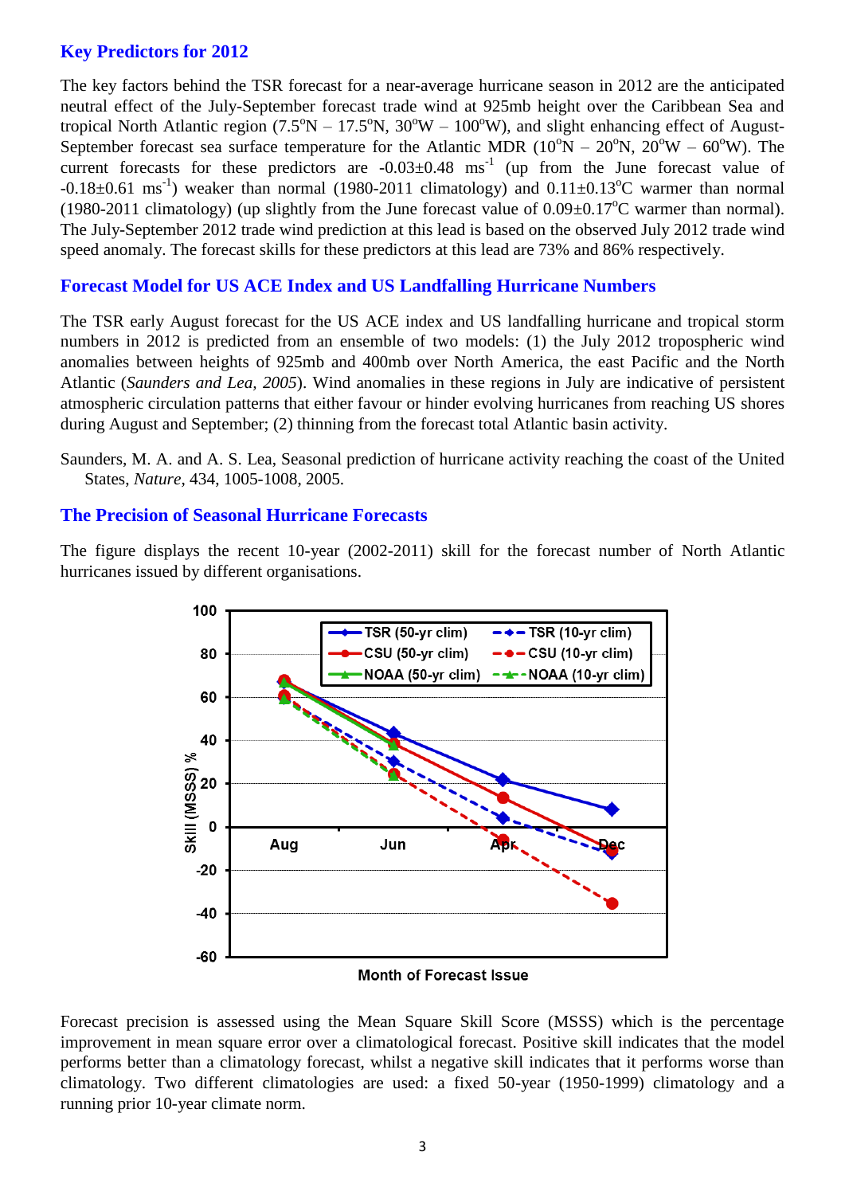## Key Predictors for 2012

The key factors behind the TSR forecast for a near-average hurricane season in 2012 are the anticipated neutral effect of the July-September forecast trade wind at 925mb height over the Caribbean Sea and tropical North Atlantic region (7.5°N – 17.5°N, 30°W – 100°W), and slight enhancing effect of August-September forecast sea surface temperature for the Atlantic MDR (10°N – 20°N, 20°W – 60°W). The current forecasts for these predictors are -0.03±0.48 $ms^{-1}$ (up from the June forecast value of -0.18±0.61 $ms^{-1}$) weaker than normal (1980-2011 climatology) and 0.11±0.13°C warmer than normal (1980-2011 climatology) (up slightly from the June forecast value of 0.09±0.17°C warmer than normal). The July-September 2012 trade wind prediction at this lead is based on the observed July 2012 trade wind speed anomaly. The forecast skills for these predictors at this lead are 73% and 86% respectively.

## Forecast Model for US ACE Index and US Landfalling Hurricane Numbers

The TSR early August forecast for the US ACE index and US landfalling hurricane and tropical storm numbers in 2012 is predicted from an ensemble of two models: (1) the July 2012 tropospheric wind anomalies between heights of 925mb and 400mb over North America, the east Pacific and the North Atlantic (*Saunders and Lea, 2005*). Wind anomalies in these regions in July are indicative of persistent atmospheric circulation patterns that either favour or hinder evolving hurricanes from reaching US shores during August and September; (2) thinning from the forecast total Atlantic basin activity.

Saunders, M. A. and A. S. Lea, Seasonal prediction of hurricane activity reaching the coast of the United States, *Nature*, 434, 1005-1008, 2005.

## The Precision of Seasonal Hurricane Forecasts

The figure displays the recent 10-year (2002-2011) skill for the forecast number of North Atlantic hurricanes issued by different organisations.

Forecast precision is assessed using the Mean Square Skill Score (MSSS) which is the percentage improvement in mean square error over a climatological forecast. Positive skill indicates that the model performs better than a climatology forecast, whilst a negative skill indicates that it performs worse than climatology. Two different climatologies are used: a fixed 50-year (1950-1999) climatology and a running prior 10-year climate norm.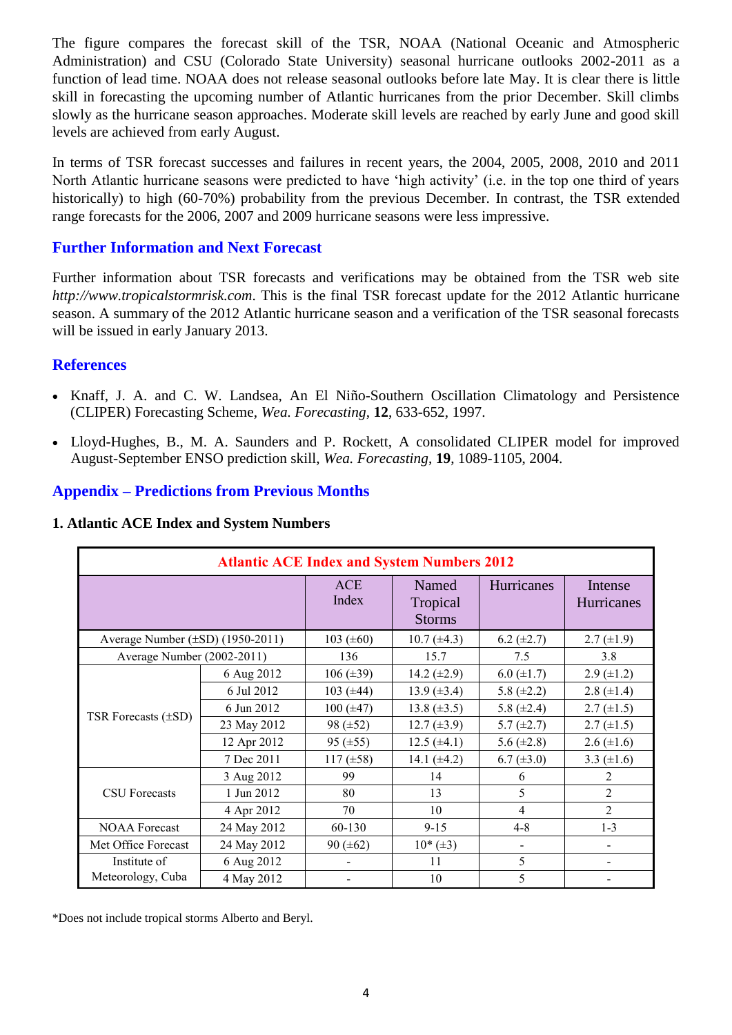The figure compares the forecast skill of the TSR, NOAA (National Oceanic and Atmospheric Administration) and CSU (Colorado State University) seasonal hurricane outlooks 2002-2011 as a function of lead time. NOAA does not release seasonal outlooks before late May. It is clear there is little skill in forecasting the upcoming number of Atlantic hurricanes from the prior December. Skill climbs slowly as the hurricane season approaches. Moderate skill levels are reached by early June and good skill levels are achieved from early August.

In terms of TSR forecast successes and failures in recent years, the 2004, 2005, 2008, 2010 and 2011 North Atlantic hurricane seasons were predicted to have 'high activity' (i.e. in the top one third of years historically) to high (60-70%) probability from the previous December. In contrast, the TSR extended range forecasts for the 2006, 2007 and 2009 hurricane seasons were less impressive.

## Further Information and Next Forecast

Further information about TSR forecasts and verifications may be obtained from the TSR web site *http://www.tropicalstormrisk.com*. This is the final TSR forecast update for the 2012 Atlantic hurricane season. A summary of the 2012 Atlantic hurricane season and a verification of the TSR seasonal forecasts will be issued in early January 2013.

## References

- Knaff, J. A. and C. W. Landsea, An El Niño-Southern Oscillation Climatology and Persistence (CLIPER) Forecasting Scheme, *Wea. Forecasting*, **12**, 633-652, 1997.
- Lloyd-Hughes, B., M. A. Saunders and P. Rockett, A consolidated CLIPER model for improved August-September ENSO prediction skill, *Wea. Forecasting*, **19**, 1089-1105, 2004.

## Appendix – Predictions from Previous Months

### 1. Atlantic ACE Index and System Numbers

| Atlantic ACE Index and System Numbers 2012 | | | | | |
|---|---|---|---|---|---|
| | | ACE Index | Named Tropical Storms | Hurricanes | Intense Hurricanes |
| Average Number (±SD) (1950-2011) | | 103 (±60) | 10.7 (±4.3) | 6.2 (±2.7) | 2.7 (±1.9) |
| Average Number (2002-2011) | | 136 | 15.7 | 7.5 | 3.8 |
| TSR Forecasts (±SD) | 6 Aug 2012 | 106 (±39) | 14.2 (±2.9) | 6.0 (±1.7) | 2.9 (±1.2) |
| | 6 Jul 2012 | 103 (±44) | 13.9 (±3.4) | 5.8 (±2.2) | 2.8 (±1.4) |
| | 6 Jun 2012 | 100 (±47) | 13.8 (±3.5) | 5.8 (±2.4) | 2.7 (±1.5) |
| | 23 May 2012 | 98 (±52) | 12.7 (±3.9) | 5.7 (±2.7) | 2.7 (±1.5) |
| | 12 Apr 2012 | 95 (±55) | 12.5 (±4.1) | 5.6 (±2.8) | 2.6 (±1.6) |
| | 7 Dec 2011 | 117 (±58) | 14.1 (±4.2) | 6.7 (±3.0) | 3.3 (±1.6) |
| CSU Forecasts | 3 Aug 2012 | 99 | 14 | 6 | 2 |
| | 1 Jun 2012 | 80 | 13 | 5 | 2 |
| | 4 Apr 2012 | 70 | 10 | 4 | 2 |
| NOAA Forecast | 24 May 2012 | 60-130 | 9-15 | 4-8 | 1-3 |
| Met Office Forecast | 24 May 2012 | 90 (±62) | 10* (±3) | - | - |
| Institute of Meteorology, Cuba | 6 Aug 2012 | - | 11 | 5 | - |
| | 4 May 2012 | - | 10 | 5 | - |

*Does not include tropical storms Alberto and Beryl.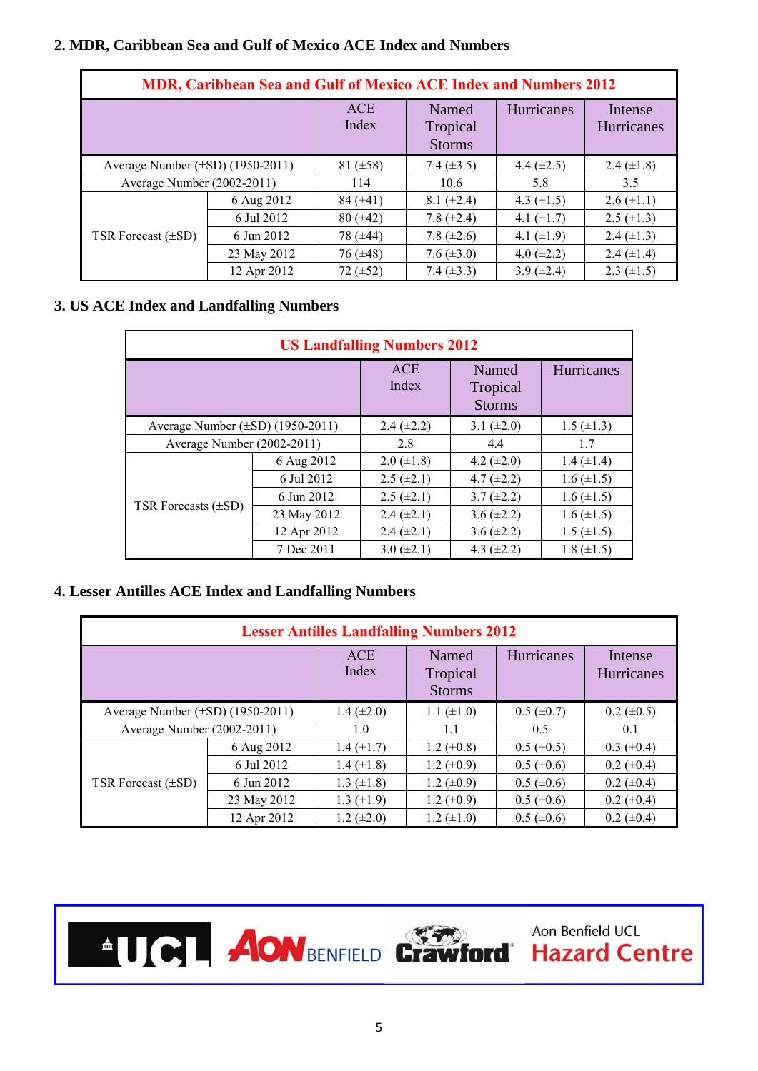## 2. MDR, Caribbean Sea and Gulf of Mexico ACE Index and Numbers

| MDR, Caribbean Sea and Gulf of Mexico ACE Index and Numbers 2012 | | | | | |
|---|---|---|---|---|---|
| | | ACE Index | Named Tropical Storms | Hurricanes | Intense Hurricanes |
| Average Number (±SD) (1950-2011) | | 81 (±58) | 7.4 (±3.5) | 4.4 (±2.5) | 2.4 (±1.8) |
| Average Number (2002-2011) | | 114 | 10.6 | 5.8 | 3.5 |
| TSR Forecast (±SD) | 6 Aug 2012 | 84 (±41) | 8.1 (±2.4) | 4.3 (±1.5) | 2.6 (±1.1) |
| | 6 Jul 2012 | 80 (±42) | 7.8 (±2.4) | 4.1 (±1.7) | 2.5 (±1.3) |
| | 6 Jun 2012 | 78 (±44) | 7.8 (±2.6) | 4.1 (±1.9) | 2.4 (±1.3) |
| | 23 May 2012 | 76 (±48) | 7.6 (±3.0) | 4.0 (±2.2) | 2.4 (±1.4) |
| | 12 Apr 2012 | 72 (±52) | 7.4 (±3.3) | 3.9 (±2.4) | 2.3 (±1.5) |

## 3. US ACE Index and Landfalling Numbers

| US Landfalling Numbers 2012 | | | | |
|---|---|---|---|---|
| | | ACE Index | Named Tropical Storms | Hurricanes |
| Average Number (±SD) (1950-2011) | | 2.4 (±2.2) | 3.1 (±2.0) | 1.5 (±1.3) |
| Average Number (2002-2011) | | 2.8 | 4.4 | 1.7 |
| TSR Forecasts (±SD) | 6 Aug 2012 | 2.0 (±1.8) | 4.2 (±2.0) | 1.4 (±1.4) |
| | 6 Jul 2012 | 2.5 (±2.1) | 4.7 (±2.2) | 1.6 (±1.5) |
| | 6 Jun 2012 | 2.5 (±2.1) | 3.7 (±2.2) | 1.6 (±1.5) |
| | 23 May 2012 | 2.4 (±2.1) | 3.6 (±2.2) | 1.6 (±1.5) |
| | 12 Apr 2012 | 2.4 (±2.1) | 3.6 (±2.2) | 1.5 (±1.5) |
| | 7 Dec 2011 | 3.0 (±2.1) | 4.3 (±2.2) | 1.8 (±1.5) |

## 4. Lesser Antilles ACE Index and Landfalling Numbers

| Lesser Antilles Landfalling Numbers 2012 | | | | | |
|---|---|---|---|---|---|
| | | ACE Index | Named Tropical Storms | Hurricanes | Intense Hurricanes |
| Average Number (±SD) (1950-2011) | | 1.4 (±2.0) | 1.1 (±1.0) | 0.5 (±0.7) | 0.2 (±0.5) |
| Average Number (2002-2011) | | 1.0 | 1.1 | 0.5 | 0.1 |
| TSR Forecast (±SD) | 6 Aug 2012 | 1.4 (±1.7) | 1.2 (±0.8) | 0.5 (±0.5) | 0.3 (±0.4) |
| | 6 Jul 2012 | 1.4 (±1.8) | 1.2 (±0.9) | 0.5 (±0.6) | 0.2 (±0.4) |
| | 6 Jun 2012 | 1.3 (±1.8) | 1.2 (±0.9) | 0.5 (±0.6) | 0.2 (±0.4) |
| | 23 May 2012 | 1.3 (±1.9) | 1.2 (±0.9) | 0.5 (±0.6) | 0.2 (±0.4) |
| | 12 Apr 2012 | 1.2 (±2.0) | 1.2 (±1.0) | 0.5 (±0.6) | 0.2 (±0.4) |

UCL AON BENFIELD Crawford Aon Benfield UCL Hazard Centre